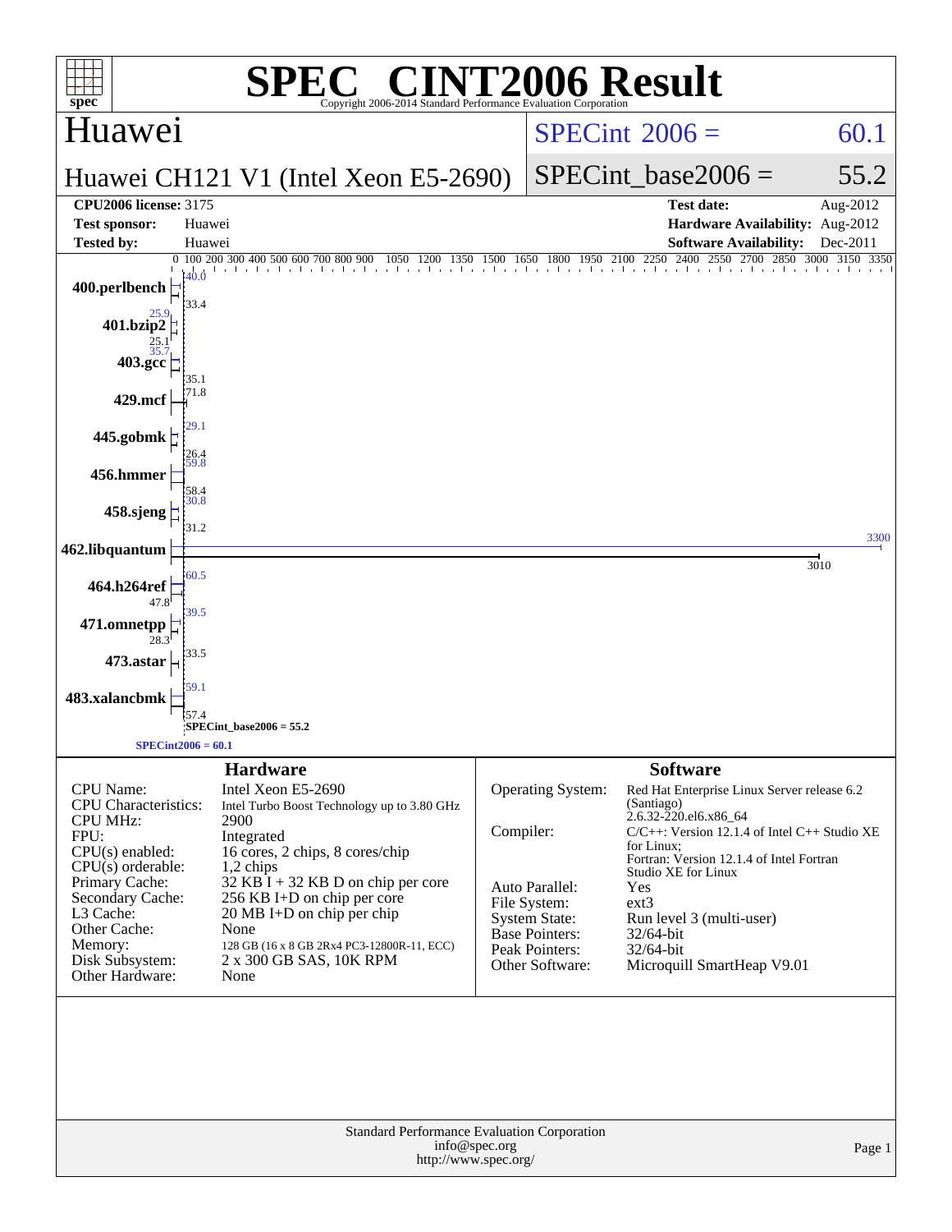# SPEC CINT2006 Result

Copyright 2006-2014 Standard Performance Evaluation Corporation

## Huawei

**Huawei CH121 V1 (Intel Xeon E5-2690)**

| | |
|---|---|
| SPECint 2006 = | 60.1 |
| SPECint_base2006 = | 55.2 |

| | | | |
|---|---|---|---|
| **CPU2006 license:** | 3175 | **Test date:** | Aug-2012 |
| **Test sponsor:** | Huawei | **Hardware Availability:** | Aug-2012 |
| **Tested by:** | Huawei | **Software Availability:** | Dec-2011 |

| Benchmark | Peak | Base |
|---|---|---|
| 400.perlbench | 40.0 | 33.4 |
| 401.bzip2 | 25.9 | 25.1 |
| 403.gcc | 35.7 | 35.1 |
| 429.mcf | 71.8 | 71.8 |
| 445.gobmk | 29.1 | 26.4 |
| 456.hmmer | 59.8 | 58.4 |
| 458.sjeng | 30.8 | 31.2 |
| 462.libquantum | 3300 | 3010 |
| 464.h264ref | 60.5 | 47.8 |
| 471.omnetpp | 39.5 | 28.3 |
| 473.astar | 33.5 | 33.5 |
| 483.xalancbmk | 59.1 | 57.4 |

SPECint_base2006 = 55.2

SPECint2006 = 60.1

## Hardware

| | |
|---|---|
| CPU Name: | Intel Xeon E5-2690 |
| CPU Characteristics: | Intel Turbo Boost Technology up to 3.80 GHz |
| CPU MHz: | 2900 |
| FPU: | Integrated |
| CPU(s) enabled: | 16 cores, 2 chips, 8 cores/chip |
| CPU(s) orderable: | 1,2 chips |
| Primary Cache: | 32 KB I + 32 KB D on chip per core |
| Secondary Cache: | 256 KB I+D on chip per core |
| L3 Cache: | 20 MB I+D on chip per chip |
| Other Cache: | None |
| Memory: | 128 GB (16 x 8 GB 2Rx4 PC3-12800R-11, ECC) |
| Disk Subsystem: | 2 x 300 GB SAS, 10K RPM |
| Other Hardware: | None |

## Software

| | |
|---|---|
| Operating System: | Red Hat Enterprise Linux Server release 6.2 (Santiago) 2.6.32-220.el6.x86_64 |
| Compiler: | C/C++: Version 12.1.4 of Intel C++ Studio XE for Linux; Fortran: Version 12.1.4 of Intel Fortran Studio XE for Linux |
| Auto Parallel: | Yes |
| File System: | ext3 |
| System State: | Run level 3 (multi-user) |
| Base Pointers: | 32/64-bit |
| Peak Pointers: | 32/64-bit |
| Other Software: | Microquill SmartHeap V9.01 |

Standard Performance Evaluation Corporation
info@spec.org
http://www.spec.org/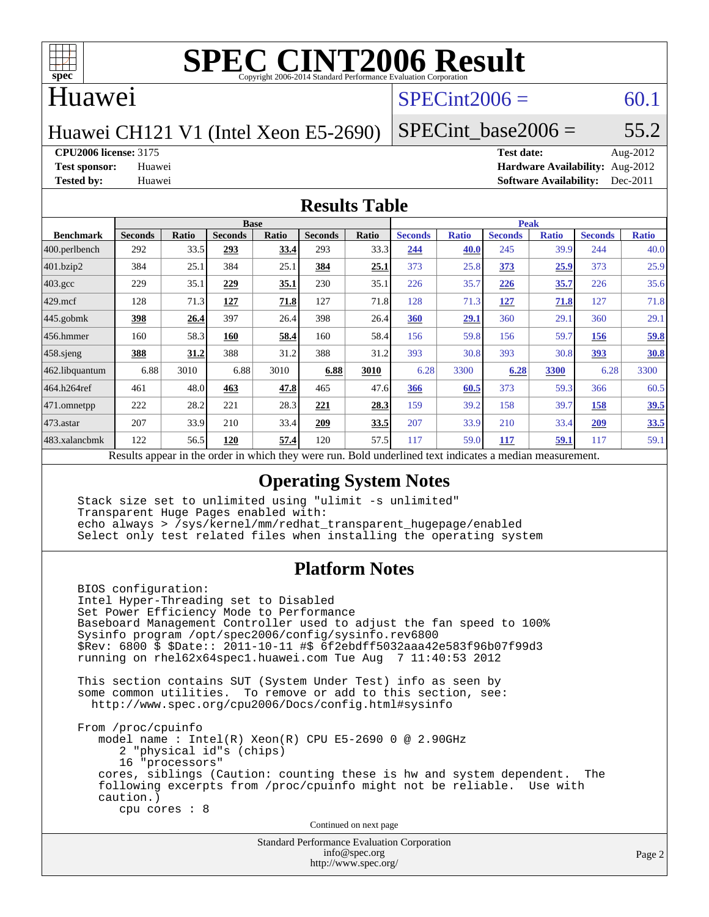# SPEC CINT2006 Result

Copyright 2006-2014 Standard Performance Evaluation Corporation

## Huawei

Huawei CH121 V1 (Intel Xeon E5-2690)

SPECint2006 = 60.1

SPECint_base2006 = 55.2

**CPU2006 license:** 3175
**Test sponsor:** Huawei
**Tested by:** Huawei

**Test date:** Aug-2012
**Hardware Availability:** Aug-2012
**Software Availability:** Dec-2011

## Results Table

| Benchmark | Base | | | | | | Peak | | | | | |
|---|---|---|---|---|---|---|---|---|---|---|---|---|
| | Seconds | Ratio | Seconds | Ratio | Seconds | Ratio | Seconds | Ratio | Seconds | Ratio | Seconds | Ratio |
| 400.perlbench | 292 | 33.5 | **293** | **33.4** | 293 | 33.3 | **244** | **40.0** | 245 | 39.9 | 244 | 40.0 |
| 401.bzip2 | 384 | 25.1 | 384 | 25.1 | **384** | **25.1** | 373 | 25.8 | **373** | **25.9** | 373 | 25.9 |
| 403.gcc | 229 | 35.1 | **229** | **35.1** | 230 | 35.1 | 226 | 35.7 | **226** | **35.7** | 226 | 35.6 |
| 429.mcf | 128 | 71.3 | **127** | **71.8** | 127 | 71.8 | 128 | 71.3 | **127** | **71.8** | 127 | 71.8 |
| 445.gobmk | **398** | **26.4** | 397 | 26.4 | 398 | 26.4 | **360** | **29.1** | 360 | 29.1 | 360 | 29.1 |
| 456.hmmer | 160 | 58.3 | **160** | **58.4** | 160 | 58.4 | 156 | 59.8 | 156 | 59.7 | **156** | **59.8** |
| 458.sjeng | **388** | **31.2** | 388 | 31.2 | 388 | 31.2 | 393 | 30.8 | 393 | 30.8 | **393** | **30.8** |
| 462.libquantum | 6.88 | 3010 | 6.88 | 3010 | **6.88** | **3010** | 6.28 | 3300 | **6.28** | **3300** | 6.28 | 3300 |
| 464.h264ref | 461 | 48.0 | **463** | **47.8** | 465 | 47.6 | **366** | **60.5** | 373 | 59.3 | 366 | 60.5 |
| 471.omnetpp | 222 | 28.2 | 221 | 28.3 | **221** | **28.3** | 159 | 39.2 | 158 | 39.7 | **158** | **39.5** |
| 473.astar | 207 | 33.9 | 210 | 33.4 | **209** | **33.5** | 207 | 33.9 | 210 | 33.4 | **209** | **33.5** |
| 483.xalancbmk | 122 | 56.5 | **120** | **57.4** | 120 | 57.5 | 117 | 59.0 | **117** | **59.1** | 117 | 59.1 |

Results appear in the order in which they were run. Bold underlined text indicates a median measurement.

## Operating System Notes

```
Stack size set to unlimited using "ulimit -s unlimited"
Transparent Huge Pages enabled with:
echo always > /sys/kernel/mm/redhat_transparent_hugepage/enabled
Select only test related files when installing the operating system
```

## Platform Notes

```
BIOS configuration:
Intel Hyper-Threading set to Disabled
Set Power Efficiency Mode to Performance
Baseboard Management Controller used to adjust the fan speed to 100%
Sysinfo program /opt/spec2006/config/sysinfo.rev6800
$Rev: 6800 $ $Date:: 2011-10-11 #$ 6f2ebdff5032aaa42e583f96b07f99d3
running on rhel62x64spec1.huawei.com Tue Aug  7 11:40:53 2012

This section contains SUT (System Under Test) info as seen by
some common utilities.  To remove or add to this section, see:
  http://www.spec.org/cpu2006/Docs/config.html#sysinfo

From /proc/cpuinfo
   model name : Intel(R) Xeon(R) CPU E5-2690 0 @ 2.90GHz
      2 "physical id"s (chips)
      16 "processors"
   cores, siblings (Caution: counting these is hw and system dependent.  The
   following excerpts from /proc/cpuinfo might not be reliable.  Use with
   caution.)
      cpu cores : 8
```

Continued on next page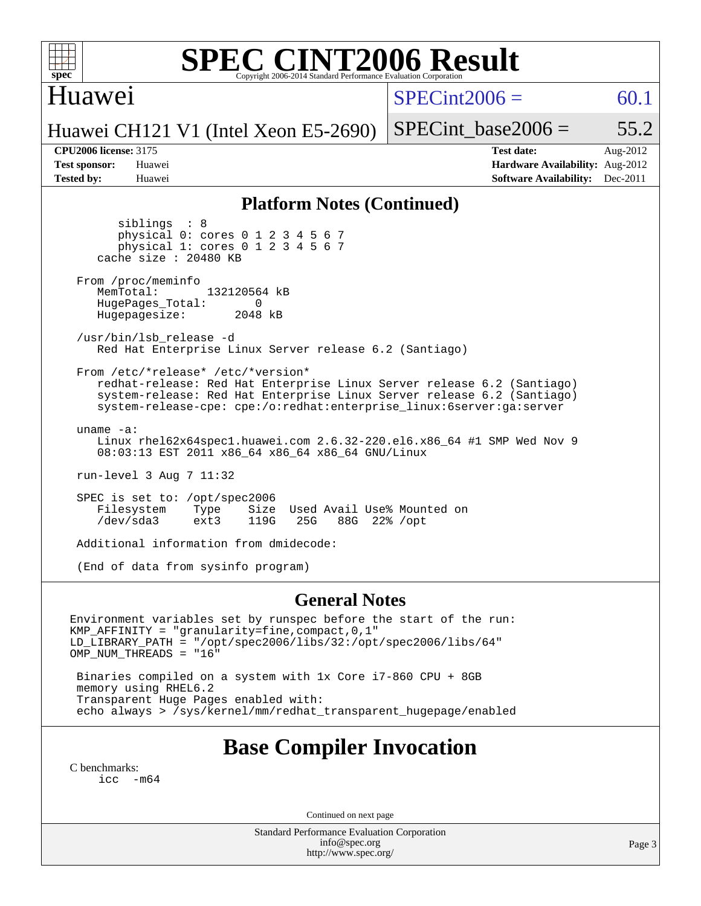# SPEC CINT2006 Result

Copyright 2006-2014 Standard Performance Evaluation Corporation

## Huawei

Huawei CH121 V1 (Intel Xeon E5-2690)

SPECint2006 = 60.1

SPECint_base2006 = 55.2

**CPU2006 license:** 3175
**Test sponsor:** Huawei
**Tested by:** Huawei

**Test date:** Aug-2012
**Hardware Availability:** Aug-2012
**Software Availability:** Dec-2011

### Platform Notes (Continued)

```
        siblings  : 8
        physical 0: cores 0 1 2 3 4 5 6 7
        physical 1: cores 0 1 2 3 4 5 6 7
     cache size : 20480 KB

  From /proc/meminfo
     MemTotal:       132120564 kB
     HugePages_Total:       0
     Hugepagesize:       2048 kB

  /usr/bin/lsb_release -d
     Red Hat Enterprise Linux Server release 6.2 (Santiago)

  From /etc/*release* /etc/*version*
     redhat-release: Red Hat Enterprise Linux Server release 6.2 (Santiago)
     system-release: Red Hat Enterprise Linux Server release 6.2 (Santiago)
     system-release-cpe: cpe:/o:redhat:enterprise_linux:6server:ga:server

  uname -a:
     Linux rhel62x64spec1.huawei.com 2.6.32-220.el6.x86_64 #1 SMP Wed Nov 9
     08:03:13 EST 2011 x86_64 x86_64 x86_64 GNU/Linux

  run-level 3 Aug 7 11:32

  SPEC is set to: /opt/spec2006
     Filesystem    Type    Size  Used Avail Use% Mounted on
     /dev/sda3     ext3    119G   25G   88G  22% /opt

  Additional information from dmidecode:

  (End of data from sysinfo program)
```

### General Notes

```
Environment variables set by runspec before the start of the run:
KMP_AFFINITY = "granularity=fine,compact,0,1"
LD_LIBRARY_PATH = "/opt/spec2006/libs/32:/opt/spec2006/libs/64"
OMP_NUM_THREADS = "16"

 Binaries compiled on a system with 1x Core i7-860 CPU + 8GB
 memory using RHEL6.2
 Transparent Huge Pages enabled with:
 echo always > /sys/kernel/mm/redhat_transparent_hugepage/enabled
```

## Base Compiler Invocation

C benchmarks:
    icc -m64

Continued on next page

Standard Performance Evaluation Corporation
info@spec.org
http://www.spec.org/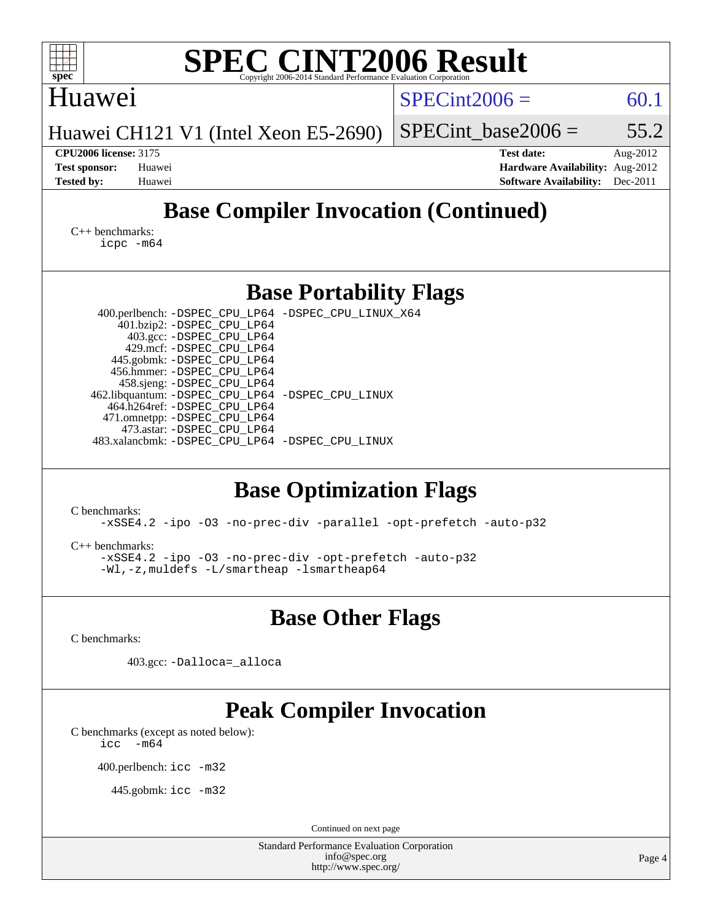## Base Compiler Invocation (Continued)

C++ benchmarks:
```
icpc -m64
```

## Base Portability Flags

| Benchmark | Flags |
|---|---|
| 400.perlbench: | -DSPEC_CPU_LP64 -DSPEC_CPU_LINUX_X64 |
| 401.bzip2: | -DSPEC_CPU_LP64 |
| 403.gcc: | -DSPEC_CPU_LP64 |
| 429.mcf: | -DSPEC_CPU_LP64 |
| 445.gobmk: | -DSPEC_CPU_LP64 |
| 456.hmmer: | -DSPEC_CPU_LP64 |
| 458.sjeng: | -DSPEC_CPU_LP64 |
| 462.libquantum: | -DSPEC_CPU_LP64 -DSPEC_CPU_LINUX |
| 464.h264ref: | -DSPEC_CPU_LP64 |
| 471.omnetpp: | -DSPEC_CPU_LP64 |
| 473.astar: | -DSPEC_CPU_LP64 |
| 483.xalancbmk: | -DSPEC_CPU_LP64 -DSPEC_CPU_LINUX |

## Base Optimization Flags

C benchmarks:
```
-xSSE4.2 -ipo -O3 -no-prec-div -parallel -opt-prefetch -auto-p32
```

C++ benchmarks:
```
-xSSE4.2 -ipo -O3 -no-prec-div -opt-prefetch -auto-p32
-Wl,-z,muldefs -L/smartheap -lsmartheap64
```

## Base Other Flags

C benchmarks:

403.gcc: `-Dalloca=_alloca`

## Peak Compiler Invocation

C benchmarks (except as noted below):
```
icc  -m64
```

400.perlbench: `icc -m32`

445.gobmk: `icc -m32`

Continued on next page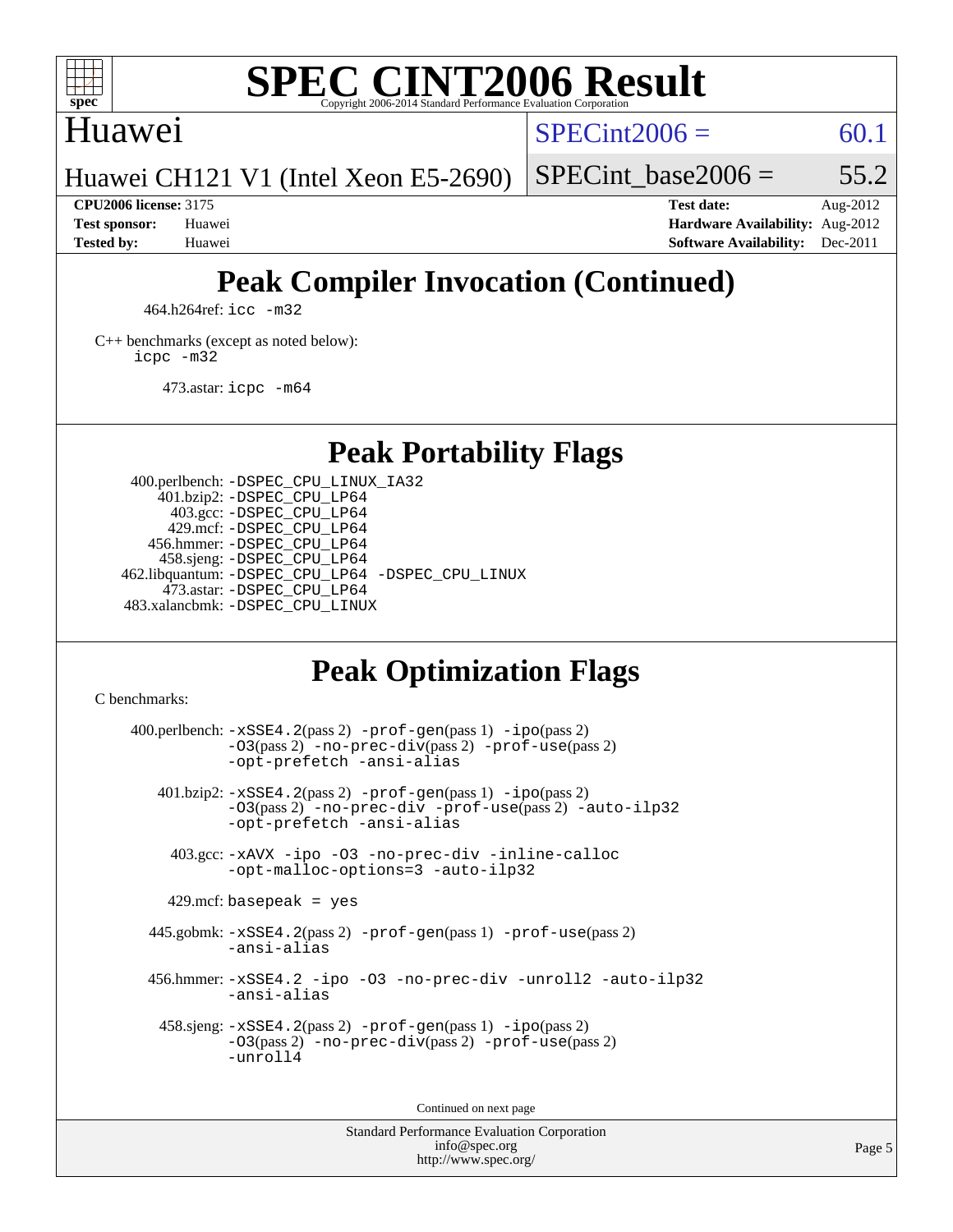# SPEC CINT2006 Result

Copyright 2006-2014 Standard Performance Evaluation Corporation

## Huawei

Huawei CH121 V1 (Intel Xeon E5-2690)

SPECint2006 = 60.1

SPECint_base2006 = 55.2

**CPU2006 license:** 3175
**Test sponsor:** Huawei
**Tested by:** Huawei

**Test date:** Aug-2012
**Hardware Availability:** Aug-2012
**Software Availability:** Dec-2011

## Peak Compiler Invocation (Continued)

464.h264ref: `icc -m32`

C++ benchmarks (except as noted below):
`icpc -m32`

473.astar: `icpc -m64`

## Peak Portability Flags

400.perlbench: `-DSPEC_CPU_LINUX_IA32`
401.bzip2: `-DSPEC_CPU_LP64`
403.gcc: `-DSPEC_CPU_LP64`
429.mcf: `-DSPEC_CPU_LP64`
456.hmmer: `-DSPEC_CPU_LP64`
458.sjeng: `-DSPEC_CPU_LP64`
462.libquantum: `-DSPEC_CPU_LP64 -DSPEC_CPU_LINUX`
473.astar: `-DSPEC_CPU_LP64`
483.xalancbmk: `-DSPEC_CPU_LINUX`

## Peak Optimization Flags

C benchmarks:

400.perlbench: `-xSSE4.2`(pass 2) `-prof-gen`(pass 1) `-ipo`(pass 2) `-O3`(pass 2) `-no-prec-div`(pass 2) `-prof-use`(pass 2) `-opt-prefetch -ansi-alias`

401.bzip2: `-xSSE4.2`(pass 2) `-prof-gen`(pass 1) `-ipo`(pass 2) `-O3`(pass 2) `-no-prec-div -prof-use`(pass 2) `-auto-ilp32 -opt-prefetch -ansi-alias`

403.gcc: `-xAVX -ipo -O3 -no-prec-div -inline-calloc -opt-malloc-options=3 -auto-ilp32`

429.mcf: `basepeak = yes`

445.gobmk: `-xSSE4.2`(pass 2) `-prof-gen`(pass 1) `-prof-use`(pass 2) `-ansi-alias`

456.hmmer: `-xSSE4.2 -ipo -O3 -no-prec-div -unroll2 -auto-ilp32 -ansi-alias`

458.sjeng: `-xSSE4.2`(pass 2) `-prof-gen`(pass 1) `-ipo`(pass 2) `-O3`(pass 2) `-no-prec-div`(pass 2) `-prof-use`(pass 2) `-unroll4`

Continued on next page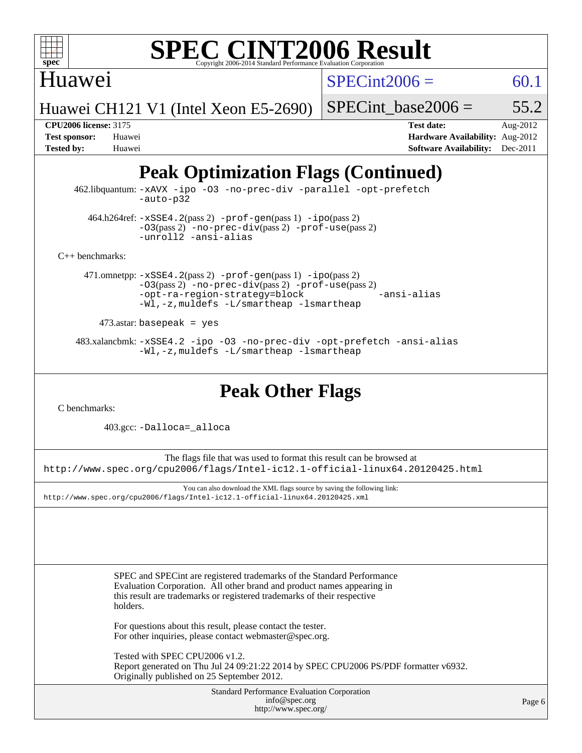# Peak Optimization Flags (Continued)

462.libquantum: -xAVX -ipo -O3 -no-prec-div -parallel -opt-prefetch -auto-p32

464.h264ref: -xSSE4.2(pass 2) -prof-gen(pass 1) -ipo(pass 2) -O3(pass 2) -no-prec-div(pass 2) -prof-use(pass 2) -unroll2 -ansi-alias

C++ benchmarks:

471.omnetpp: -xSSE4.2(pass 2) -prof-gen(pass 1) -ipo(pass 2) -O3(pass 2) -no-prec-div(pass 2) -prof-use(pass 2) -opt-ra-region-strategy=block -ansi-alias -Wl,-z,muldefs -L/smartheap -lsmartheap

473.astar: basepeak = yes

483.xalancbmk: -xSSE4.2 -ipo -O3 -no-prec-div -opt-prefetch -ansi-alias -Wl,-z,muldefs -L/smartheap -lsmartheap

# Peak Other Flags

C benchmarks:

403.gcc: -Dalloca=_alloca

The flags file that was used to format this result can be browsed at
http://www.spec.org/cpu2006/flags/Intel-ic12.1-official-linux64.20120425.html

You can also download the XML flags source by saving the following link:
http://www.spec.org/cpu2006/flags/Intel-ic12.1-official-linux64.20120425.xml

SPEC and SPECint are registered trademarks of the Standard Performance Evaluation Corporation. All other brand and product names appearing in this result are trademarks or registered trademarks of their respective holders.

For questions about this result, please contact the tester.
For other inquiries, please contact webmaster@spec.org.

Tested with SPEC CPU2006 v1.2.
Report generated on Thu Jul 24 09:21:22 2014 by SPEC CPU2006 PS/PDF formatter v6932.
Originally published on 25 September 2012.